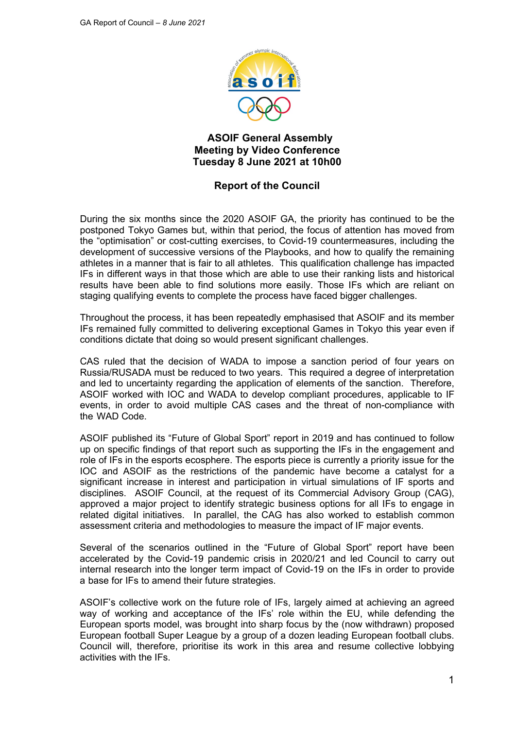# ASOIF General Assembly
## Meeting by Video Conference
## Tuesday 8 June 2021 at 10h00

## Report of the Council

During the six months since the 2020 ASOIF GA, the priority has continued to be the postponed Tokyo Games but, within that period, the focus of attention has moved from the "optimisation" or cost-cutting exercises, to Covid-19 countermeasures, including the development of successive versions of the Playbooks, and how to qualify the remaining athletes in a manner that is fair to all athletes. This qualification challenge has impacted IFs in different ways in that those which are able to use their ranking lists and historical results have been able to find solutions more easily. Those IFs which are reliant on staging qualifying events to complete the process have faced bigger challenges.

Throughout the process, it has been repeatedly emphasised that ASOIF and its member IFs remained fully committed to delivering exceptional Games in Tokyo this year even if conditions dictate that doing so would present significant challenges.

CAS ruled that the decision of WADA to impose a sanction period of four years on Russia/RUSADA must be reduced to two years. This required a degree of interpretation and led to uncertainty regarding the application of elements of the sanction. Therefore, ASOIF worked with IOC and WADA to develop compliant procedures, applicable to IF events, in order to avoid multiple CAS cases and the threat of non-compliance with the WAD Code.

ASOIF published its "Future of Global Sport" report in 2019 and has continued to follow up on specific findings of that report such as supporting the IFs in the engagement and role of IFs in the esports ecosphere. The esports piece is currently a priority issue for the IOC and ASOIF as the restrictions of the pandemic have become a catalyst for a significant increase in interest and participation in virtual simulations of IF sports and disciplines. ASOIF Council, at the request of its Commercial Advisory Group (CAG), approved a major project to identify strategic business options for all IFs to engage in related digital initiatives. In parallel, the CAG has also worked to establish common assessment criteria and methodologies to measure the impact of IF major events.

Several of the scenarios outlined in the "Future of Global Sport" report have been accelerated by the Covid-19 pandemic crisis in 2020/21 and led Council to carry out internal research into the longer term impact of Covid-19 on the IFs in order to provide a base for IFs to amend their future strategies.

ASOIF's collective work on the future role of IFs, largely aimed at achieving an agreed way of working and acceptance of the IFs' role within the EU, while defending the European sports model, was brought into sharp focus by the (now withdrawn) proposed European football Super League by a group of a dozen leading European football clubs. Council will, therefore, prioritise its work in this area and resume collective lobbying activities with the IFs.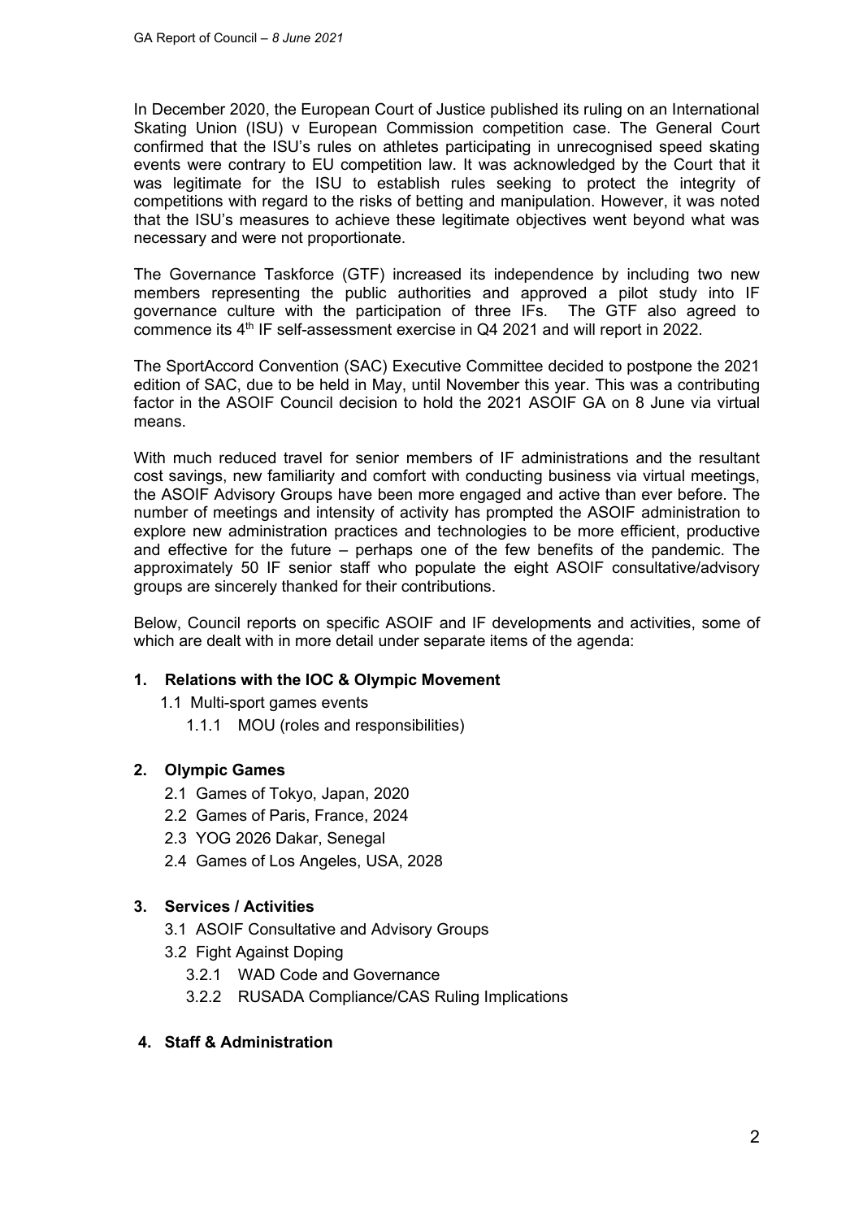In December 2020, the European Court of Justice published its ruling on an International Skating Union (ISU) v European Commission competition case. The General Court confirmed that the ISU's rules on athletes participating in unrecognised speed skating events were contrary to EU competition law. It was acknowledged by the Court that it was legitimate for the ISU to establish rules seeking to protect the integrity of competitions with regard to the risks of betting and manipulation. However, it was noted that the ISU's measures to achieve these legitimate objectives went beyond what was necessary and were not proportionate.

The Governance Taskforce (GTF) increased its independence by including two new members representing the public authorities and approved a pilot study into IF governance culture with the participation of three IFs. The GTF also agreed to commence its 4th IF self-assessment exercise in Q4 2021 and will report in 2022.

The SportAccord Convention (SAC) Executive Committee decided to postpone the 2021 edition of SAC, due to be held in May, until November this year. This was a contributing factor in the ASOIF Council decision to hold the 2021 ASOIF GA on 8 June via virtual means.

With much reduced travel for senior members of IF administrations and the resultant cost savings, new familiarity and comfort with conducting business via virtual meetings, the ASOIF Advisory Groups have been more engaged and active than ever before. The number of meetings and intensity of activity has prompted the ASOIF administration to explore new administration practices and technologies to be more efficient, productive and effective for the future – perhaps one of the few benefits of the pandemic. The approximately 50 IF senior staff who populate the eight ASOIF consultative/advisory groups are sincerely thanked for their contributions.

Below, Council reports on specific ASOIF and IF developments and activities, some of which are dealt with in more detail under separate items of the agenda:

**1. Relations with the IOC & Olympic Movement**

- 1.1 Multi-sport games events
  - 1.1.1 MOU (roles and responsibilities)

**2. Olympic Games**

- 2.1 Games of Tokyo, Japan, 2020
- 2.2 Games of Paris, France, 2024
- 2.3 YOG 2026 Dakar, Senegal
- 2.4 Games of Los Angeles, USA, 2028

**3. Services / Activities**

- 3.1 ASOIF Consultative and Advisory Groups
- 3.2 Fight Against Doping
  - 3.2.1 WAD Code and Governance
  - 3.2.2 RUSADA Compliance/CAS Ruling Implications

**4. Staff & Administration**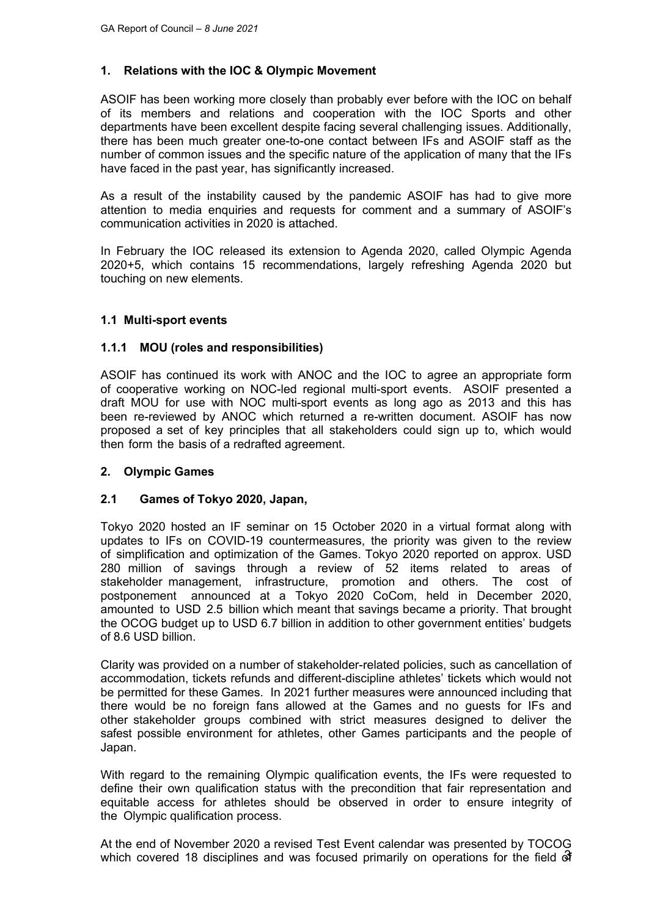## 1. Relations with the IOC & Olympic Movement

ASOIF has been working more closely than probably ever before with the IOC on behalf of its members and relations and cooperation with the IOC Sports and other departments have been excellent despite facing several challenging issues. Additionally, there has been much greater one-to-one contact between IFs and ASOIF staff as the number of common issues and the specific nature of the application of many that the IFs have faced in the past year, has significantly increased.

As a result of the instability caused by the pandemic ASOIF has had to give more attention to media enquiries and requests for comment and a summary of ASOIF's communication activities in 2020 is attached.

In February the IOC released its extension to Agenda 2020, called Olympic Agenda 2020+5, which contains 15 recommendations, largely refreshing Agenda 2020 but touching on new elements.

### 1.1 Multi-sport events

#### 1.1.1 MOU (roles and responsibilities)

ASOIF has continued its work with ANOC and the IOC to agree an appropriate form of cooperative working on NOC-led regional multi-sport events. ASOIF presented a draft MOU for use with NOC multi-sport events as long ago as 2013 and this has been re-reviewed by ANOC which returned a re-written document. ASOIF has now proposed a set of key principles that all stakeholders could sign up to, which would then form the basis of a redrafted agreement.

## 2. Olympic Games

### 2.1 Games of Tokyo 2020, Japan,

Tokyo 2020 hosted an IF seminar on 15 October 2020 in a virtual format along with updates to IFs on COVID-19 countermeasures, the priority was given to the review of simplification and optimization of the Games. Tokyo 2020 reported on approx. USD 280 million of savings through a review of 52 items related to areas of stakeholder management, infrastructure, promotion and others. The cost of postponement announced at a Tokyo 2020 CoCom, held in December 2020, amounted to USD 2.5 billion which meant that savings became a priority. That brought the OCOG budget up to USD 6.7 billion in addition to other government entities' budgets of 8.6 USD billion.

Clarity was provided on a number of stakeholder-related policies, such as cancellation of accommodation, tickets refunds and different-discipline athletes' tickets which would not be permitted for these Games. In 2021 further measures were announced including that there would be no foreign fans allowed at the Games and no guests for IFs and other stakeholder groups combined with strict measures designed to deliver the safest possible environment for athletes, other Games participants and the people of Japan.

With regard to the remaining Olympic qualification events, the IFs were requested to define their own qualification status with the precondition that fair representation and equitable access for athletes should be observed in order to ensure integrity of the Olympic qualification process.

At the end of November 2020 a revised Test Event calendar was presented by TOCOG which covered 18 disciplines and was focused primarily on operations for the field of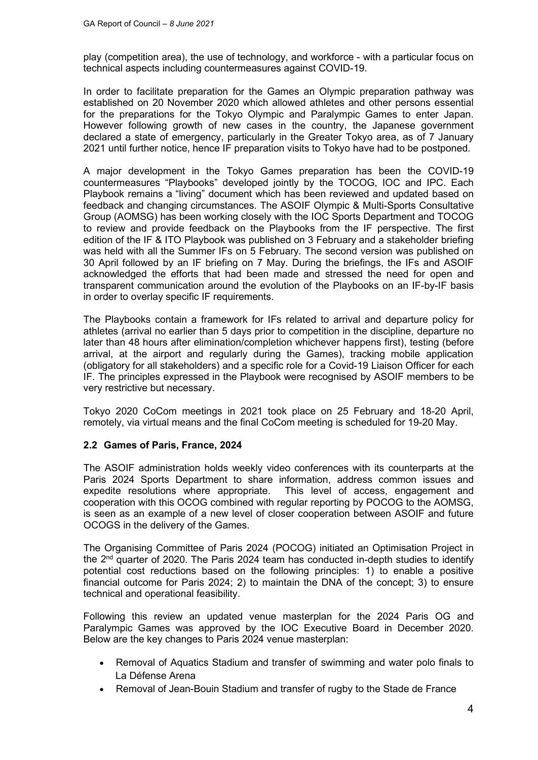play (competition area), the use of technology, and workforce - with a particular focus on technical aspects including countermeasures against COVID-19.

In order to facilitate preparation for the Games an Olympic preparation pathway was established on 20 November 2020 which allowed athletes and other persons essential for the preparations for the Tokyo Olympic and Paralympic Games to enter Japan. However following growth of new cases in the country, the Japanese government declared a state of emergency, particularly in the Greater Tokyo area, as of 7 January 2021 until further notice, hence IF preparation visits to Tokyo have had to be postponed.

A major development in the Tokyo Games preparation has been the COVID-19 countermeasures "Playbooks" developed jointly by the TOCOG, IOC and IPC. Each Playbook remains a "living" document which has been reviewed and updated based on feedback and changing circumstances. The ASOIF Olympic & Multi-Sports Consultative Group (AOMSG) has been working closely with the IOC Sports Department and TOCOG to review and provide feedback on the Playbooks from the IF perspective. The first edition of the IF & ITO Playbook was published on 3 February and a stakeholder briefing was held with all the Summer IFs on 5 February. The second version was published on 30 April followed by an IF briefing on 7 May. During the briefings, the IFs and ASOIF acknowledged the efforts that had been made and stressed the need for open and transparent communication around the evolution of the Playbooks on an IF-by-IF basis in order to overlay specific IF requirements.

The Playbooks contain a framework for IFs related to arrival and departure policy for athletes (arrival no earlier than 5 days prior to competition in the discipline, departure no later than 48 hours after elimination/completion whichever happens first), testing (before arrival, at the airport and regularly during the Games), tracking mobile application (obligatory for all stakeholders) and a specific role for a Covid-19 Liaison Officer for each IF. The principles expressed in the Playbook were recognised by ASOIF members to be very restrictive but necessary.

Tokyo 2020 CoCom meetings in 2021 took place on 25 February and 18-20 April, remotely, via virtual means and the final CoCom meeting is scheduled for 19-20 May.

### 2.2 Games of Paris, France, 2024

The ASOIF administration holds weekly video conferences with its counterparts at the Paris 2024 Sports Department to share information, address common issues and expedite resolutions where appropriate. This level of access, engagement and cooperation with this OCOG combined with regular reporting by POCOG to the AOMSG, is seen as an example of a new level of closer cooperation between ASOIF and future OCOGS in the delivery of the Games.

The Organising Committee of Paris 2024 (POCOG) initiated an Optimisation Project in the 2nd quarter of 2020. The Paris 2024 team has conducted in-depth studies to identify potential cost reductions based on the following principles: 1) to enable a positive financial outcome for Paris 2024; 2) to maintain the DNA of the concept; 3) to ensure technical and operational feasibility.

Following this review an updated venue masterplan for the 2024 Paris OG and Paralympic Games was approved by the IOC Executive Board in December 2020. Below are the key changes to Paris 2024 venue masterplan:

- Removal of Aquatics Stadium and transfer of swimming and water polo finals to La Défense Arena
- Removal of Jean-Bouin Stadium and transfer of rugby to the Stade de France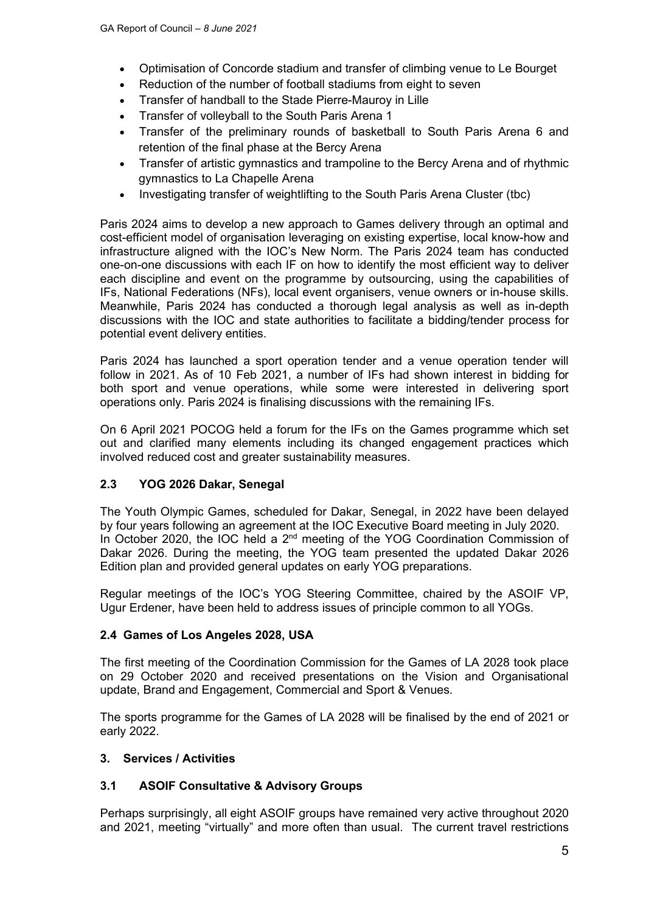- Optimisation of Concorde stadium and transfer of climbing venue to Le Bourget
- Reduction of the number of football stadiums from eight to seven
- Transfer of handball to the Stade Pierre-Mauroy in Lille
- Transfer of volleyball to the South Paris Arena 1
- Transfer of the preliminary rounds of basketball to South Paris Arena 6 and retention of the final phase at the Bercy Arena
- Transfer of artistic gymnastics and trampoline to the Bercy Arena and of rhythmic gymnastics to La Chapelle Arena
- Investigating transfer of weightlifting to the South Paris Arena Cluster (tbc)

Paris 2024 aims to develop a new approach to Games delivery through an optimal and cost-efficient model of organisation leveraging on existing expertise, local know-how and infrastructure aligned with the IOC's New Norm. The Paris 2024 team has conducted one-on-one discussions with each IF on how to identify the most efficient way to deliver each discipline and event on the programme by outsourcing, using the capabilities of IFs, National Federations (NFs), local event organisers, venue owners or in-house skills. Meanwhile, Paris 2024 has conducted a thorough legal analysis as well as in-depth discussions with the IOC and state authorities to facilitate a bidding/tender process for potential event delivery entities.

Paris 2024 has launched a sport operation tender and a venue operation tender will follow in 2021. As of 10 Feb 2021, a number of IFs had shown interest in bidding for both sport and venue operations, while some were interested in delivering sport operations only. Paris 2024 is finalising discussions with the remaining IFs.

On 6 April 2021 POCOG held a forum for the IFs on the Games programme which set out and clarified many elements including its changed engagement practices which involved reduced cost and greater sustainability measures.

### 2.3 YOG 2026 Dakar, Senegal

The Youth Olympic Games, scheduled for Dakar, Senegal, in 2022 have been delayed by four years following an agreement at the IOC Executive Board meeting in July 2020. In October 2020, the IOC held a 2nd meeting of the YOG Coordination Commission of Dakar 2026. During the meeting, the YOG team presented the updated Dakar 2026 Edition plan and provided general updates on early YOG preparations.

Regular meetings of the IOC's YOG Steering Committee, chaired by the ASOIF VP, Ugur Erdener, have been held to address issues of principle common to all YOGs.

### 2.4 Games of Los Angeles 2028, USA

The first meeting of the Coordination Commission for the Games of LA 2028 took place on 29 October 2020 and received presentations on the Vision and Organisational update, Brand and Engagement, Commercial and Sport & Venues.

The sports programme for the Games of LA 2028 will be finalised by the end of 2021 or early 2022.

## 3. Services / Activities

### 3.1 ASOIF Consultative & Advisory Groups

Perhaps surprisingly, all eight ASOIF groups have remained very active throughout 2020 and 2021, meeting "virtually" and more often than usual. The current travel restrictions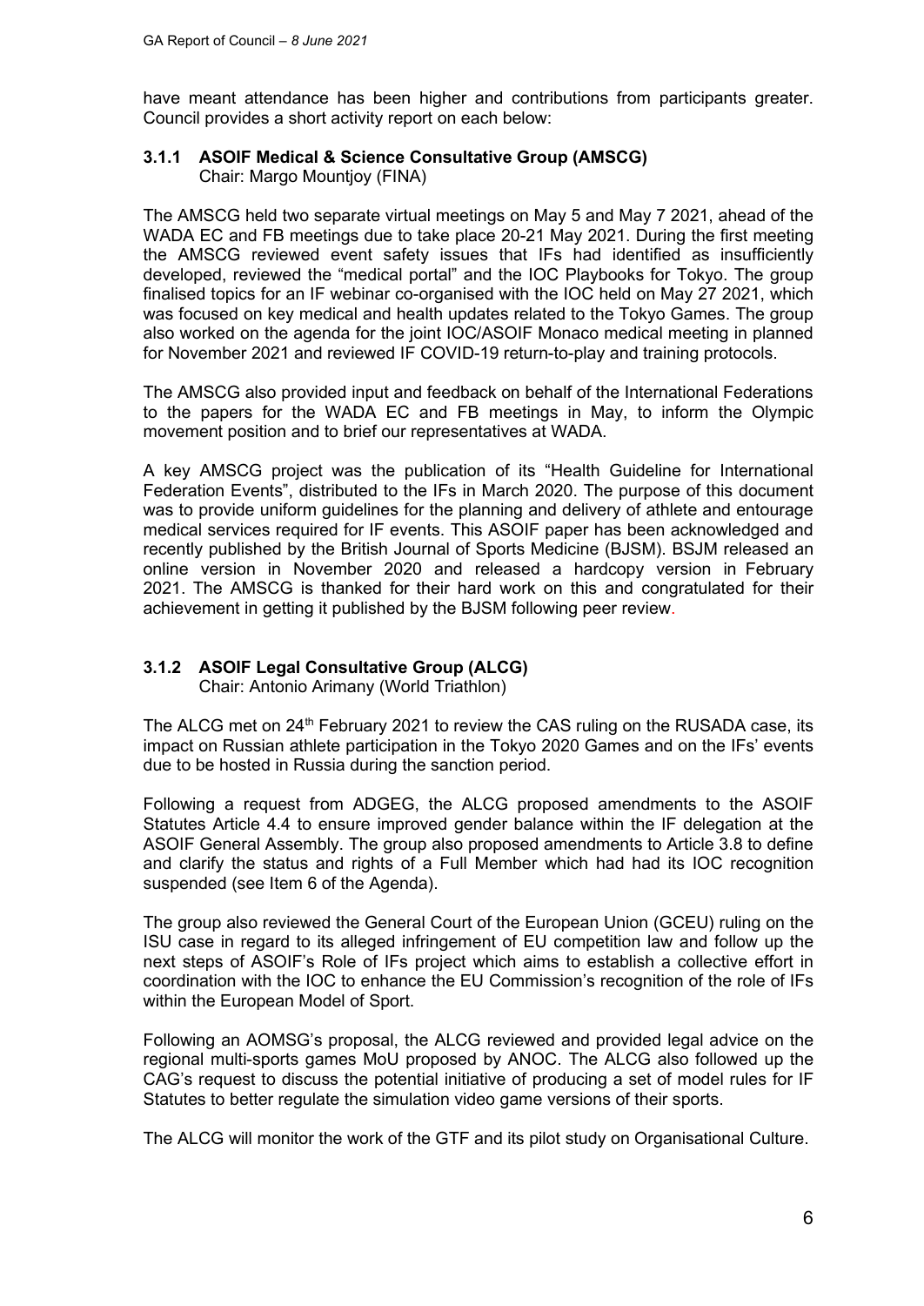have meant attendance has been higher and contributions from participants greater. Council provides a short activity report on each below:

### 3.1.1 ASOIF Medical & Science Consultative Group (AMSCG)

Chair: Margo Mountjoy (FINA)

The AMSCG held two separate virtual meetings on May 5 and May 7 2021, ahead of the WADA EC and FB meetings due to take place 20-21 May 2021. During the first meeting the AMSCG reviewed event safety issues that IFs had identified as insufficiently developed, reviewed the "medical portal" and the IOC Playbooks for Tokyo. The group finalised topics for an IF webinar co-organised with the IOC held on May 27 2021, which was focused on key medical and health updates related to the Tokyo Games. The group also worked on the agenda for the joint IOC/ASOIF Monaco medical meeting in planned for November 2021 and reviewed IF COVID-19 return-to-play and training protocols.

The AMSCG also provided input and feedback on behalf of the International Federations to the papers for the WADA EC and FB meetings in May, to inform the Olympic movement position and to brief our representatives at WADA.

A key AMSCG project was the publication of its "Health Guideline for International Federation Events", distributed to the IFs in March 2020. The purpose of this document was to provide uniform guidelines for the planning and delivery of athlete and entourage medical services required for IF events. This ASOIF paper has been acknowledged and recently published by the British Journal of Sports Medicine (BJSM). BSJM released an online version in November 2020 and released a hardcopy version in February 2021. The AMSCG is thanked for their hard work on this and congratulated for their achievement in getting it published by the BJSM following peer review.

### 3.1.2 ASOIF Legal Consultative Group (ALCG)

Chair: Antonio Arimany (World Triathlon)

The ALCG met on 24th February 2021 to review the CAS ruling on the RUSADA case, its impact on Russian athlete participation in the Tokyo 2020 Games and on the IFs' events due to be hosted in Russia during the sanction period.

Following a request from ADGEG, the ALCG proposed amendments to the ASOIF Statutes Article 4.4 to ensure improved gender balance within the IF delegation at the ASOIF General Assembly. The group also proposed amendments to Article 3.8 to define and clarify the status and rights of a Full Member which had had its IOC recognition suspended (see Item 6 of the Agenda).

The group also reviewed the General Court of the European Union (GCEU) ruling on the ISU case in regard to its alleged infringement of EU competition law and follow up the next steps of ASOIF's Role of IFs project which aims to establish a collective effort in coordination with the IOC to enhance the EU Commission's recognition of the role of IFs within the European Model of Sport.

Following an AOMSG's proposal, the ALCG reviewed and provided legal advice on the regional multi-sports games MoU proposed by ANOC. The ALCG also followed up the CAG's request to discuss the potential initiative of producing a set of model rules for IF Statutes to better regulate the simulation video game versions of their sports.

The ALCG will monitor the work of the GTF and its pilot study on Organisational Culture.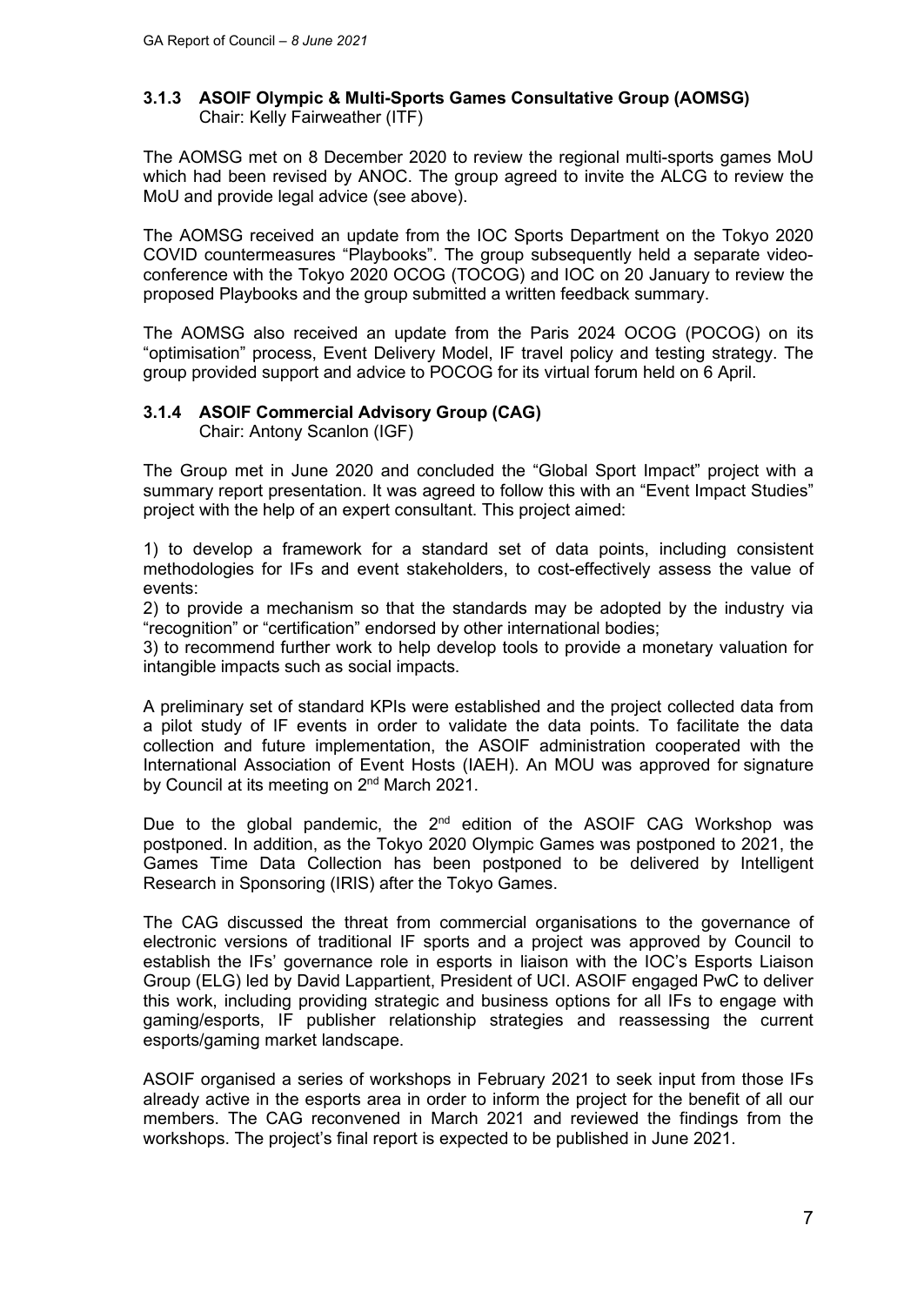### 3.1.3 ASOIF Olympic & Multi-Sports Games Consultative Group (AOMSG)

Chair: Kelly Fairweather (ITF)

The AOMSG met on 8 December 2020 to review the regional multi-sports games MoU which had been revised by ANOC. The group agreed to invite the ALCG to review the MoU and provide legal advice (see above).

The AOMSG received an update from the IOC Sports Department on the Tokyo 2020 COVID countermeasures "Playbooks". The group subsequently held a separate video-conference with the Tokyo 2020 OCOG (TOCOG) and IOC on 20 January to review the proposed Playbooks and the group submitted a written feedback summary.

The AOMSG also received an update from the Paris 2024 OCOG (POCOG) on its "optimisation" process, Event Delivery Model, IF travel policy and testing strategy. The group provided support and advice to POCOG for its virtual forum held on 6 April.

### 3.1.4 ASOIF Commercial Advisory Group (CAG)

Chair: Antony Scanlon (IGF)

The Group met in June 2020 and concluded the "Global Sport Impact" project with a summary report presentation. It was agreed to follow this with an "Event Impact Studies" project with the help of an expert consultant. This project aimed:

1) to develop a framework for a standard set of data points, including consistent methodologies for IFs and event stakeholders, to cost-effectively assess the value of events:
2) to provide a mechanism so that the standards may be adopted by the industry via "recognition" or "certification" endorsed by other international bodies;
3) to recommend further work to help develop tools to provide a monetary valuation for intangible impacts such as social impacts.

A preliminary set of standard KPIs were established and the project collected data from a pilot study of IF events in order to validate the data points. To facilitate the data collection and future implementation, the ASOIF administration cooperated with the International Association of Event Hosts (IAEH). An MOU was approved for signature by Council at its meeting on 2nd March 2021.

Due to the global pandemic, the 2nd edition of the ASOIF CAG Workshop was postponed. In addition, as the Tokyo 2020 Olympic Games was postponed to 2021, the Games Time Data Collection has been postponed to be delivered by Intelligent Research in Sponsoring (IRIS) after the Tokyo Games.

The CAG discussed the threat from commercial organisations to the governance of electronic versions of traditional IF sports and a project was approved by Council to establish the IFs' governance role in esports in liaison with the IOC's Esports Liaison Group (ELG) led by David Lappartient, President of UCI. ASOIF engaged PwC to deliver this work, including providing strategic and business options for all IFs to engage with gaming/esports, IF publisher relationship strategies and reassessing the current esports/gaming market landscape.

ASOIF organised a series of workshops in February 2021 to seek input from those IFs already active in the esports area in order to inform the project for the benefit of all our members. The CAG reconvened in March 2021 and reviewed the findings from the workshops. The project's final report is expected to be published in June 2021.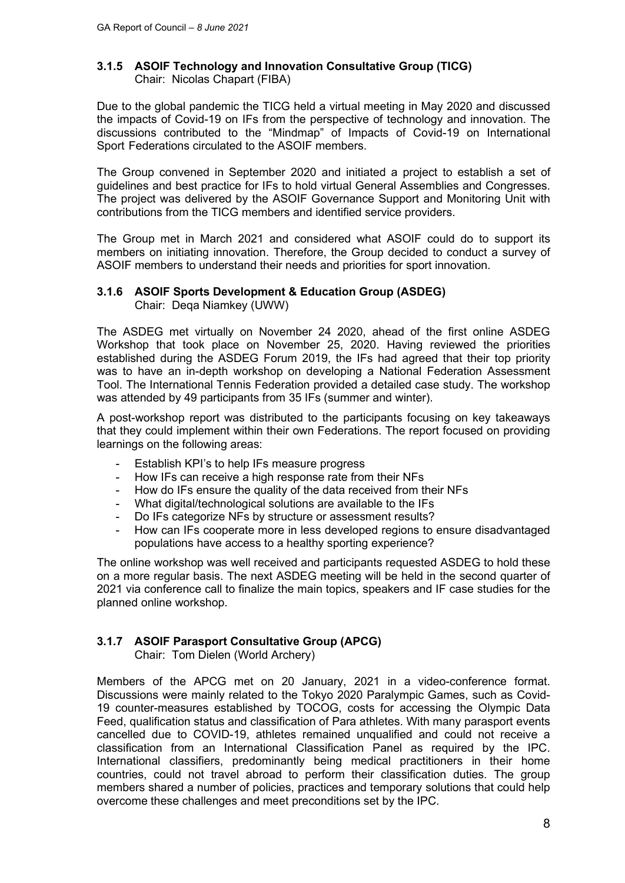### 3.1.5 ASOIF Technology and Innovation Consultative Group (TICG)

Chair: Nicolas Chapart (FIBA)

Due to the global pandemic the TICG held a virtual meeting in May 2020 and discussed the impacts of Covid-19 on IFs from the perspective of technology and innovation. The discussions contributed to the "Mindmap" of Impacts of Covid-19 on International Sport Federations circulated to the ASOIF members.

The Group convened in September 2020 and initiated a project to establish a set of guidelines and best practice for IFs to hold virtual General Assemblies and Congresses. The project was delivered by the ASOIF Governance Support and Monitoring Unit with contributions from the TICG members and identified service providers.

The Group met in March 2021 and considered what ASOIF could do to support its members on initiating innovation. Therefore, the Group decided to conduct a survey of ASOIF members to understand their needs and priorities for sport innovation.

### 3.1.6 ASOIF Sports Development & Education Group (ASDEG)

Chair: Deqa Niamkey (UWW)

The ASDEG met virtually on November 24 2020, ahead of the first online ASDEG Workshop that took place on November 25, 2020. Having reviewed the priorities established during the ASDEG Forum 2019, the IFs had agreed that their top priority was to have an in-depth workshop on developing a National Federation Assessment Tool. The International Tennis Federation provided a detailed case study. The workshop was attended by 49 participants from 35 IFs (summer and winter).

A post-workshop report was distributed to the participants focusing on key takeaways that they could implement within their own Federations. The report focused on providing learnings on the following areas:

- Establish KPI's to help IFs measure progress
- How IFs can receive a high response rate from their NFs
- How do IFs ensure the quality of the data received from their NFs
- What digital/technological solutions are available to the IFs
- Do IFs categorize NFs by structure or assessment results?
- How can IFs cooperate more in less developed regions to ensure disadvantaged populations have access to a healthy sporting experience?

The online workshop was well received and participants requested ASDEG to hold these on a more regular basis. The next ASDEG meeting will be held in the second quarter of 2021 via conference call to finalize the main topics, speakers and IF case studies for the planned online workshop.

### 3.1.7 ASOIF Parasport Consultative Group (APCG)

Chair: Tom Dielen (World Archery)

Members of the APCG met on 20 January, 2021 in a video-conference format. Discussions were mainly related to the Tokyo 2020 Paralympic Games, such as Covid-19 counter-measures established by TOCOG, costs for accessing the Olympic Data Feed, qualification status and classification of Para athletes. With many parasport events cancelled due to COVID-19, athletes remained unqualified and could not receive a classification from an International Classification Panel as required by the IPC. International classifiers, predominantly being medical practitioners in their home countries, could not travel abroad to perform their classification duties. The group members shared a number of policies, practices and temporary solutions that could help overcome these challenges and meet preconditions set by the IPC.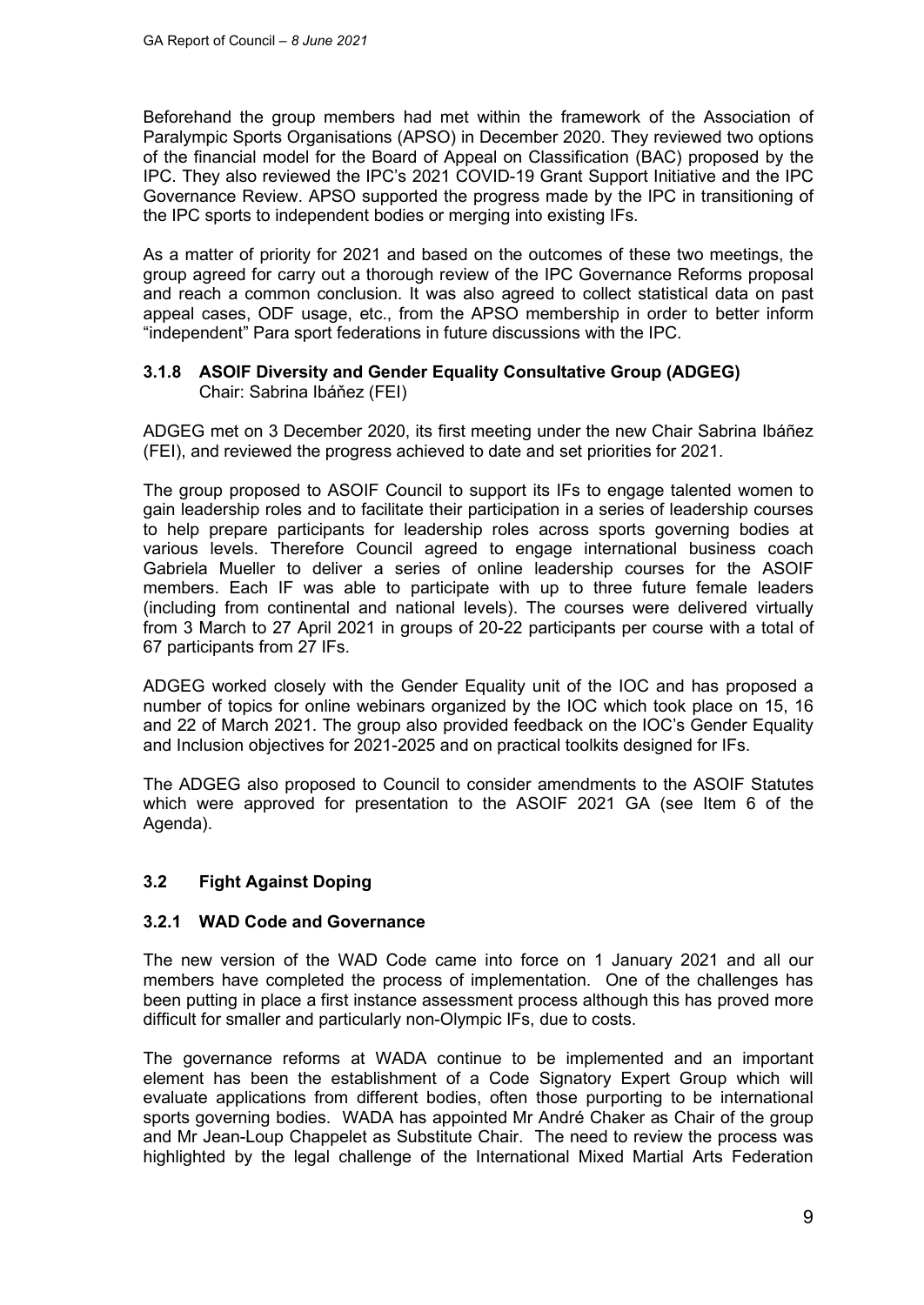Beforehand the group members had met within the framework of the Association of Paralympic Sports Organisations (APSO) in December 2020. They reviewed two options of the financial model for the Board of Appeal on Classification (BAC) proposed by the IPC. They also reviewed the IPC's 2021 COVID-19 Grant Support Initiative and the IPC Governance Review. APSO supported the progress made by the IPC in transitioning of the IPC sports to independent bodies or merging into existing IFs.

As a matter of priority for 2021 and based on the outcomes of these two meetings, the group agreed for carry out a thorough review of the IPC Governance Reforms proposal and reach a common conclusion. It was also agreed to collect statistical data on past appeal cases, ODF usage, etc., from the APSO membership in order to better inform "independent" Para sport federations in future discussions with the IPC.

### 3.1.8 ASOIF Diversity and Gender Equality Consultative Group (ADGEG)

Chair: Sabrina Ibáñez (FEI)

ADGEG met on 3 December 2020, its first meeting under the new Chair Sabrina Ibáñez (FEI), and reviewed the progress achieved to date and set priorities for 2021.

The group proposed to ASOIF Council to support its IFs to engage talented women to gain leadership roles and to facilitate their participation in a series of leadership courses to help prepare participants for leadership roles across sports governing bodies at various levels. Therefore Council agreed to engage international business coach Gabriela Mueller to deliver a series of online leadership courses for the ASOIF members. Each IF was able to participate with up to three future female leaders (including from continental and national levels). The courses were delivered virtually from 3 March to 27 April 2021 in groups of 20-22 participants per course with a total of 67 participants from 27 IFs.

ADGEG worked closely with the Gender Equality unit of the IOC and has proposed a number of topics for online webinars organized by the IOC which took place on 15, 16 and 22 of March 2021. The group also provided feedback on the IOC's Gender Equality and Inclusion objectives for 2021-2025 and on practical toolkits designed for IFs.

The ADGEG also proposed to Council to consider amendments to the ASOIF Statutes which were approved for presentation to the ASOIF 2021 GA (see Item 6 of the Agenda).

## 3.2 Fight Against Doping

### 3.2.1 WAD Code and Governance

The new version of the WAD Code came into force on 1 January 2021 and all our members have completed the process of implementation. One of the challenges has been putting in place a first instance assessment process although this has proved more difficult for smaller and particularly non-Olympic IFs, due to costs.

The governance reforms at WADA continue to be implemented and an important element has been the establishment of a Code Signatory Expert Group which will evaluate applications from different bodies, often those purporting to be international sports governing bodies. WADA has appointed Mr André Chaker as Chair of the group and Mr Jean-Loup Chappelet as Substitute Chair. The need to review the process was highlighted by the legal challenge of the International Mixed Martial Arts Federation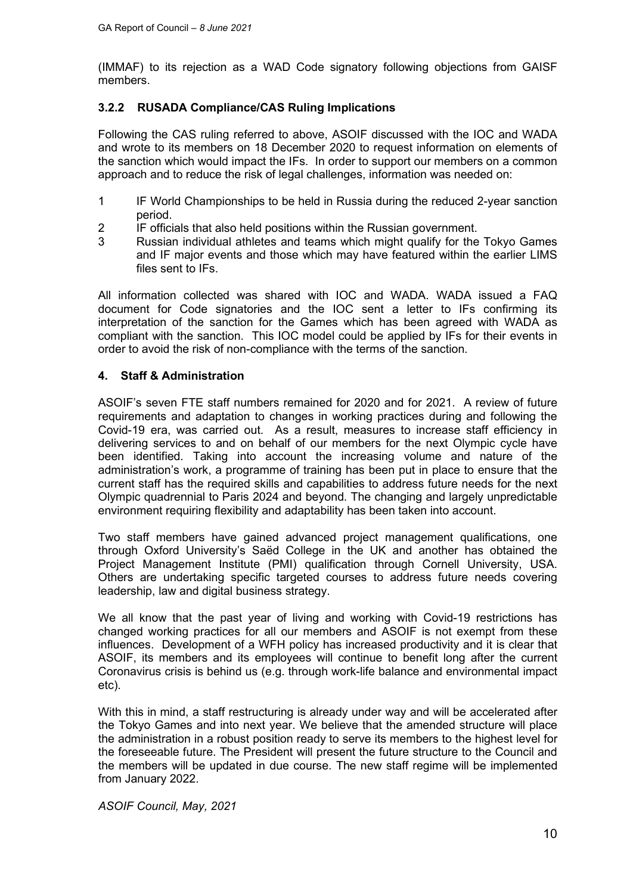(IMMAF) to its rejection as a WAD Code signatory following objections from GAISF members.

### 3.2.2 RUSADA Compliance/CAS Ruling Implications

Following the CAS ruling referred to above, ASOIF discussed with the IOC and WADA and wrote to its members on 18 December 2020 to request information on elements of the sanction which would impact the IFs. In order to support our members on a common approach and to reduce the risk of legal challenges, information was needed on:

1. IF World Championships to be held in Russia during the reduced 2-year sanction period.
2. IF officials that also held positions within the Russian government.
3. Russian individual athletes and teams which might qualify for the Tokyo Games and IF major events and those which may have featured within the earlier LIMS files sent to IFs.

All information collected was shared with IOC and WADA. WADA issued a FAQ document for Code signatories and the IOC sent a letter to IFs confirming its interpretation of the sanction for the Games which has been agreed with WADA as compliant with the sanction. This IOC model could be applied by IFs for their events in order to avoid the risk of non-compliance with the terms of the sanction.

## 4. Staff & Administration

ASOIF's seven FTE staff numbers remained for 2020 and for 2021. A review of future requirements and adaptation to changes in working practices during and following the Covid-19 era, was carried out. As a result, measures to increase staff efficiency in delivering services to and on behalf of our members for the next Olympic cycle have been identified. Taking into account the increasing volume and nature of the administration's work, a programme of training has been put in place to ensure that the current staff has the required skills and capabilities to address future needs for the next Olympic quadrennial to Paris 2024 and beyond. The changing and largely unpredictable environment requiring flexibility and adaptability has been taken into account.

Two staff members have gained advanced project management qualifications, one through Oxford University's Saëd College in the UK and another has obtained the Project Management Institute (PMI) qualification through Cornell University, USA. Others are undertaking specific targeted courses to address future needs covering leadership, law and digital business strategy.

We all know that the past year of living and working with Covid-19 restrictions has changed working practices for all our members and ASOIF is not exempt from these influences. Development of a WFH policy has increased productivity and it is clear that ASOIF, its members and its employees will continue to benefit long after the current Coronavirus crisis is behind us (e.g. through work-life balance and environmental impact etc).

With this in mind, a staff restructuring is already under way and will be accelerated after the Tokyo Games and into next year. We believe that the amended structure will place the administration in a robust position ready to serve its members to the highest level for the foreseeable future. The President will present the future structure to the Council and the members will be updated in due course. The new staff regime will be implemented from January 2022.

*ASOIF Council, May, 2021*